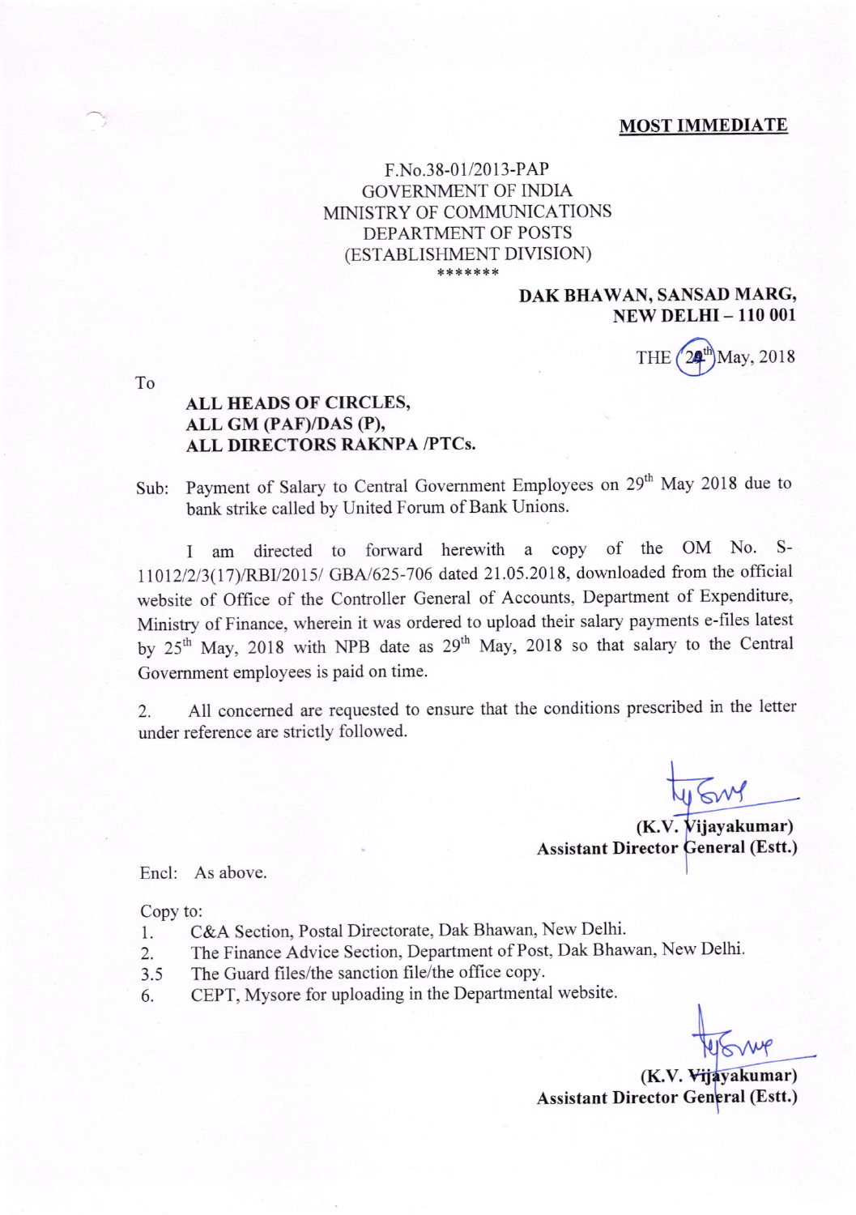**MOST IMMEDIATE**

F.No.38-01/2013-PAP
GOVERNMENT OF INDIA
MINISTRY OF COMMUNICATIONS
DEPARTMENT OF POSTS
(ESTABLISHMENT DIVISION)
\*\*\*\*\*\*\*

**DAK BHAWAN, SANSAD MARG,**
**NEW DELHI – 110 001**

THE 24th May, 2018

To

**ALL HEADS OF CIRCLES,**
**ALL GM (PAF)/DAS (P),**
**ALL DIRECTORS RAKNPA /PTCs.**

Sub: Payment of Salary to Central Government Employees on 29th May 2018 due to bank strike called by United Forum of Bank Unions.

I am directed to forward herewith a copy of the OM No. S-11012/2/3(17)/RBI/2015/ GBA/625-706 dated 21.05.2018, downloaded from the official website of Office of the Controller General of Accounts, Department of Expenditure, Ministry of Finance, wherein it was ordered to upload their salary payments e-files latest by 25th May, 2018 with NPB date as 29th May, 2018 so that salary to the Central Government employees is paid on time.

2. All concerned are requested to ensure that the conditions prescribed in the letter under reference are strictly followed.

**(K.V. Vijayakumar)**
**Assistant Director General (Estt.)**

Encl: As above.

Copy to:

1. C&A Section, Postal Directorate, Dak Bhawan, New Delhi.
2. The Finance Advice Section, Department of Post, Dak Bhawan, New Delhi.
3.5 The Guard files/the sanction file/the office copy.
6. CEPT, Mysore for uploading in the Departmental website.

**(K.V. Vijayakumar)**
**Assistant Director General (Estt.)**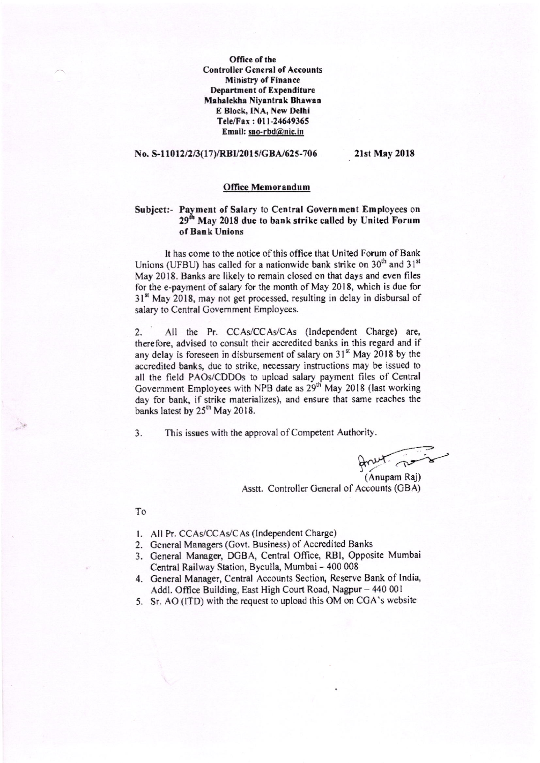**Office of the**
**Controller General of Accounts**
**Ministry of Finance**
**Department of Expenditure**
**Mahalekha Niyantrak Bhawan**
**E Block, INA, New Delhi**
**Tele/Fax : 011-24649365**
**Email: sao-rbd@nic.in**

**No. S-11012/2/3(17)/RBI/2015/GBA/625-706** **21st May 2018**

**Office Memorandum**

**Subject:- Payment of Salary to Central Government Employees on 29th May 2018 due to bank strike called by United Forum of Bank Unions**

It has come to the notice of this office that United Forum of Bank Unions (UFBU) has called for a nationwide bank strike on 30th and 31st May 2018. Banks are likely to remain closed on that days and even files for the e-payment of salary for the month of May 2018, which is due for 31st May 2018, may not get processed, resulting in delay in disbursal of salary to Central Government Employees.

2. All the Pr. CCAs/CCAs/CAs (Independent Charge) are, therefore, advised to consult their accredited banks in this regard and if any delay is foreseen in disbursement of salary on 31st May 2018 by the accredited banks, due to strike, necessary instructions may be issued to all the field PAOs/CDDOs to upload salary payment files of Central Government Employees with NPB date as 29th May 2018 (last working day for bank, if strike materializes), and ensure that same reaches the banks latest by 25th May 2018.

3. This issues with the approval of Competent Authority.

(Anupam Raj)
Asstt. Controller General of Accounts (GBA)

To

1. All Pr. CCAs/CCAs/CAs (Independent Charge)
2. General Managers (Govt. Business) of Accredited Banks
3. General Manager, DGBA, Central Office, RBI, Opposite Mumbai Central Railway Station, Byculla, Mumbai – 400 008
4. General Manager, Central Accounts Section, Reserve Bank of India, Addl. Office Building, East High Court Road, Nagpur – 440 001
5. Sr. AO (ITD) with the request to upload this OM on CGA's website